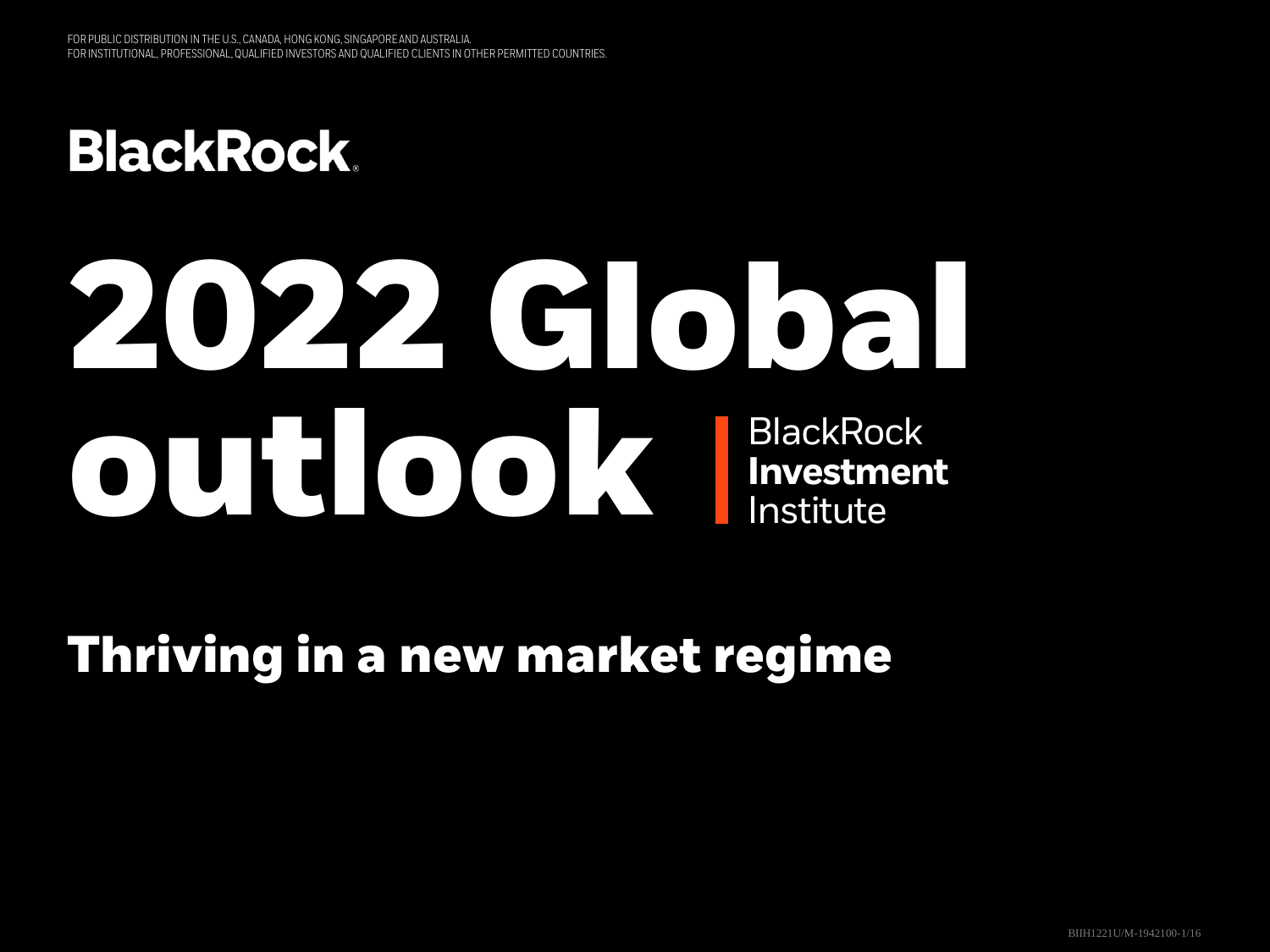FOR PUBLIC DISTRIBUTION IN THE U.S., CANADA, HONG KONG, SINGAPORE AND AUSTRALIA.
FOR INSTITUTIONAL, PROFESSIONAL, QUALIFIED INVESTORS AND QUALIFIED CLIENTS IN OTHER PERMITTED COUNTRIES.

BlackRock

# 2022 Global outlook

BlackRock **Investment** Institute

## Thriving in a new market regime

BIIH1221U/M-1942100-1/16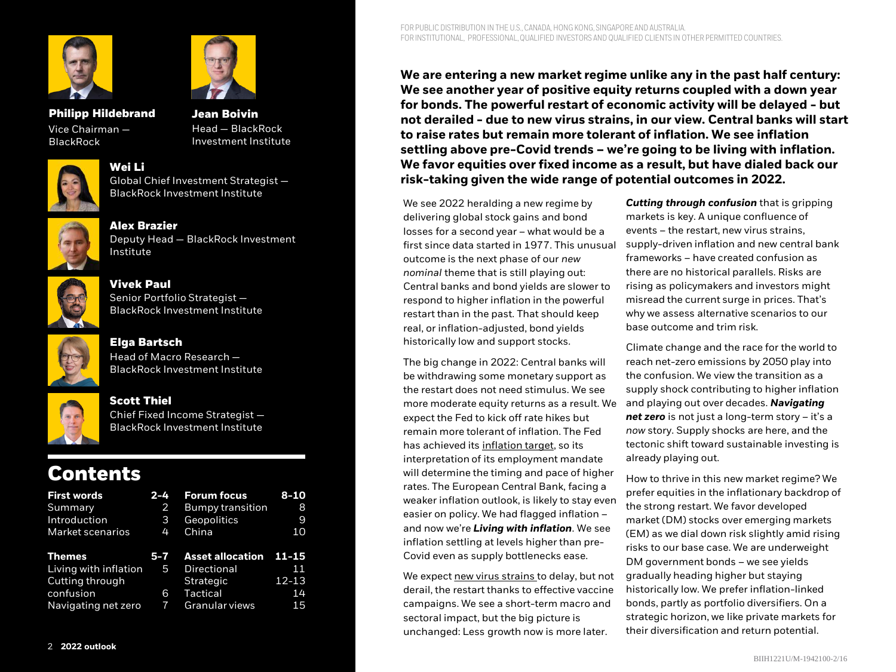**Philipp Hildebrand**
Vice Chairman — BlackRock

**Jean Boivin**
Head — BlackRock Investment Institute

**Wei Li**
Global Chief Investment Strategist — BlackRock Investment Institute

**Alex Brazier**
Deputy Head — BlackRock Investment Institute

**Vivek Paul**
Senior Portfolio Strategist — BlackRock Investment Institute

**Elga Bartsch**
Head of Macro Research — BlackRock Investment Institute

**Scott Thiel**
Chief Fixed Income Strategist — BlackRock Investment Institute

# Contents

| | | | |
|---|---|---|---|
| **First words** | **2-4** | **Forum focus** | **8-10** |
| Summary | 2 | Bumpy transition | 8 |
| Introduction | 3 | Geopolitics | 9 |
| Market scenarios | 4 | China | 10 |
| **Themes** | **5-7** | **Asset allocation** | **11-15** |
| Living with inflation | 5 | Directional | 11 |
| Cutting through confusion | 6 | Strategic | 12-13 |
| Navigating net zero | 7 | Tactical | 14 |
| | | Granular views | 15 |

FOR PUBLIC DISTRIBUTION IN THE U.S., CANADA, HONG KONG, SINGAPORE AND AUSTRALIA.
FOR INSTITUTIONAL, PROFESSIONAL, QUALIFIED INVESTORS AND QUALIFIED CLIENTS IN OTHER PERMITTED COUNTRIES.

**We are entering a new market regime unlike any in the past half century: We see another year of positive equity returns coupled with a down year for bonds. The powerful restart of economic activity will be delayed - but not derailed - due to new virus strains, in our view. Central banks will start to raise rates but remain more tolerant of inflation. We see inflation settling above pre-Covid trends – we're going to be living with inflation. We favor equities over fixed income as a result, but have dialed back our risk-taking given the wide range of potential outcomes in 2022.**

We see 2022 heralding a new regime by delivering global stock gains and bond losses for a second year – what would be a first since data started in 1977. This unusual outcome is the next phase of our *new nominal* theme that is still playing out: Central banks and bond yields are slower to respond to higher inflation in the powerful restart than in the past. That should keep real, or inflation-adjusted, bond yields historically low and support stocks.

The big change in 2022: Central banks will be withdrawing some monetary support as the restart does not need stimulus. We see more moderate equity returns as a result. We expect the Fed to kick off rate hikes but remain more tolerant of inflation. The Fed has achieved its inflation target, so its interpretation of its employment mandate will determine the timing and pace of higher rates. The European Central Bank, facing a weaker inflation outlook, is likely to stay even easier on policy. We had flagged inflation – and now we're ***Living with inflation***. We see inflation settling at levels higher than pre-Covid even as supply bottlenecks ease.

We expect new virus strains to delay, but not derail, the restart thanks to effective vaccine campaigns. We see a short-term macro and sectoral impact, but the big picture is unchanged: Less growth now is more later.

***Cutting through confusion*** that is gripping markets is key. A unique confluence of events – the restart, new virus strains, supply-driven inflation and new central bank frameworks – have created confusion as there are no historical parallels. Risks are rising as policymakers and investors might misread the current surge in prices. That's why we assess alternative scenarios to our base outcome and trim risk.

Climate change and the race for the world to reach net-zero emissions by 2050 play into the confusion. We view the transition as a supply shock contributing to higher inflation and playing out over decades. ***Navigating net zero*** is not just a long-term story – it's a *now* story. Supply shocks are here, and the tectonic shift toward sustainable investing is already playing out.

How to thrive in this new market regime? We prefer equities in the inflationary backdrop of the strong restart. We favor developed market (DM) stocks over emerging markets (EM) as we dial down risk slightly amid rising risks to our base case. We are underweight DM government bonds – we see yields gradually heading higher but staying historically low. We prefer inflation-linked bonds, partly as portfolio diversifiers. On a strategic horizon, we like private markets for their diversification and return potential.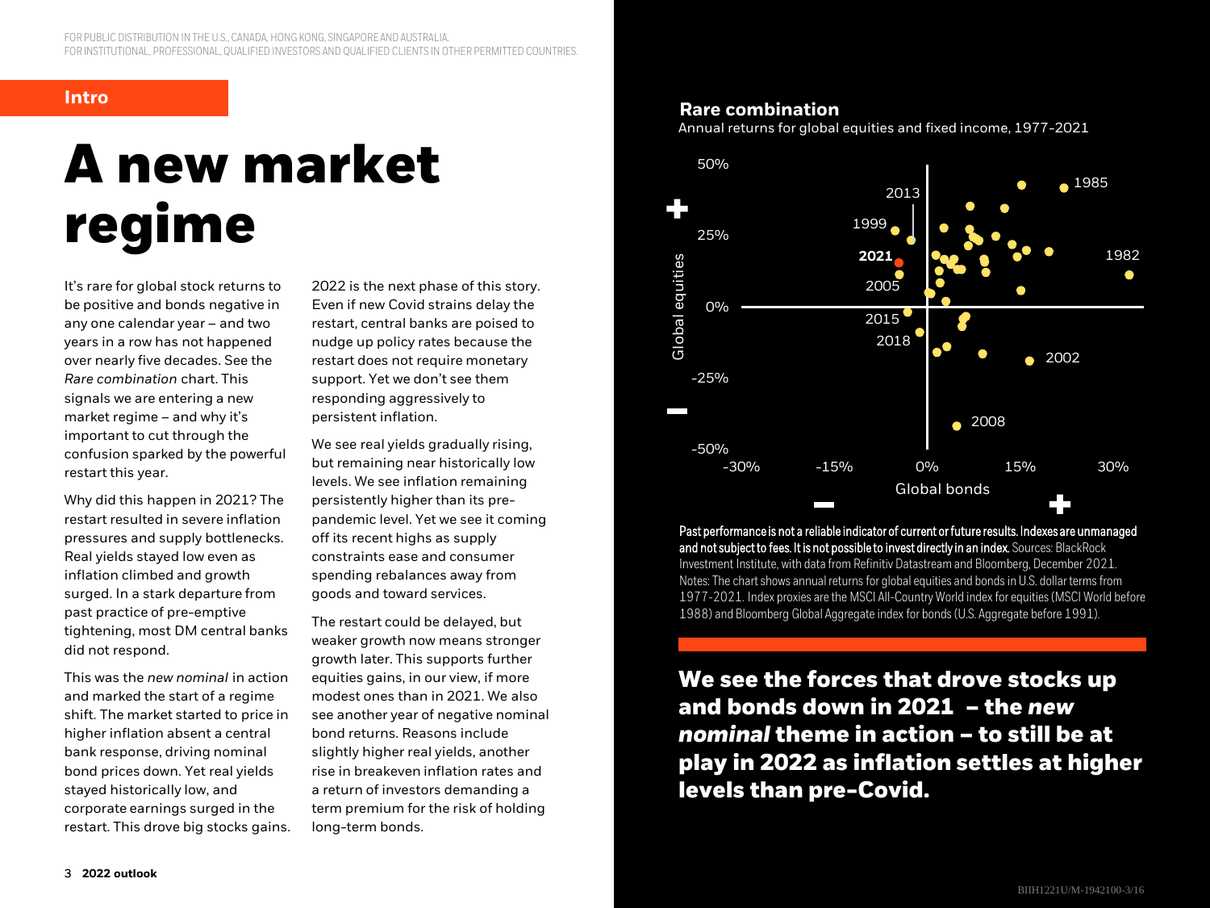FOR PUBLIC DISTRIBUTION IN THE U.S., CANADA, HONG KONG, SINGAPORE AND AUSTRALIA.
FOR INSTITUTIONAL, PROFESSIONAL, QUALIFIED INVESTORS AND QUALIFIED CLIENTS IN OTHER PERMITTED COUNTRIES.

**Intro**

# A new market regime

It's rare for global stock returns to be positive and bonds negative in any one calendar year – and two years in a row has not happened over nearly five decades. See the *Rare combination* chart. This signals we are entering a new market regime – and why it's important to cut through the confusion sparked by the powerful restart this year.

Why did this happen in 2021? The restart resulted in severe inflation pressures and supply bottlenecks. Real yields stayed low even as inflation climbed and growth surged. In a stark departure from past practice of pre-emptive tightening, most DM central banks did not respond.

This was the *new nominal* in action and marked the start of a regime shift. The market started to price in higher inflation absent a central bank response, driving nominal bond prices down. Yet real yields stayed historically low, and corporate earnings surged in the restart. This drove big stocks gains.

2022 is the next phase of this story. Even if new Covid strains delay the restart, central banks are poised to nudge up policy rates because the restart does not require monetary support. Yet we don't see them responding aggressively to persistent inflation.

We see real yields gradually rising, but remaining near historically low levels. We see inflation remaining persistently higher than its pre-pandemic level. Yet we see it coming off its recent highs as supply constraints ease and consumer spending rebalances away from goods and toward services.

The restart could be delayed, but weaker growth now means stronger growth later. This supports further equities gains, in our view, if more modest ones than in 2021. We also see another year of negative nominal bond returns. Reasons include slightly higher real yields, another rise in breakeven inflation rates and a return of investors demanding a term premium for the risk of holding long-term bonds.

**Rare combination**

Annual returns for global equities and fixed income, 1977-2021

**Past performance is not a reliable indicator of current or future results. Indexes are unmanaged and not subject to fees. It is not possible to invest directly in an index.** Sources: BlackRock Investment Institute, with data from Refinitiv Datastream and Bloomberg, December 2021. Notes: The chart shows annual returns for global equities and bonds in U.S. dollar terms from 1977-2021. Index proxies are the MSCI All-Country World index for equities (MSCI World before 1988) and Bloomberg Global Aggregate index for bonds (U.S. Aggregate before 1991).

**We see the forces that drove stocks up and bonds down in 2021 – the *new nominal* theme in action – to still be at play in 2022 as inflation settles at higher levels than pre-Covid.**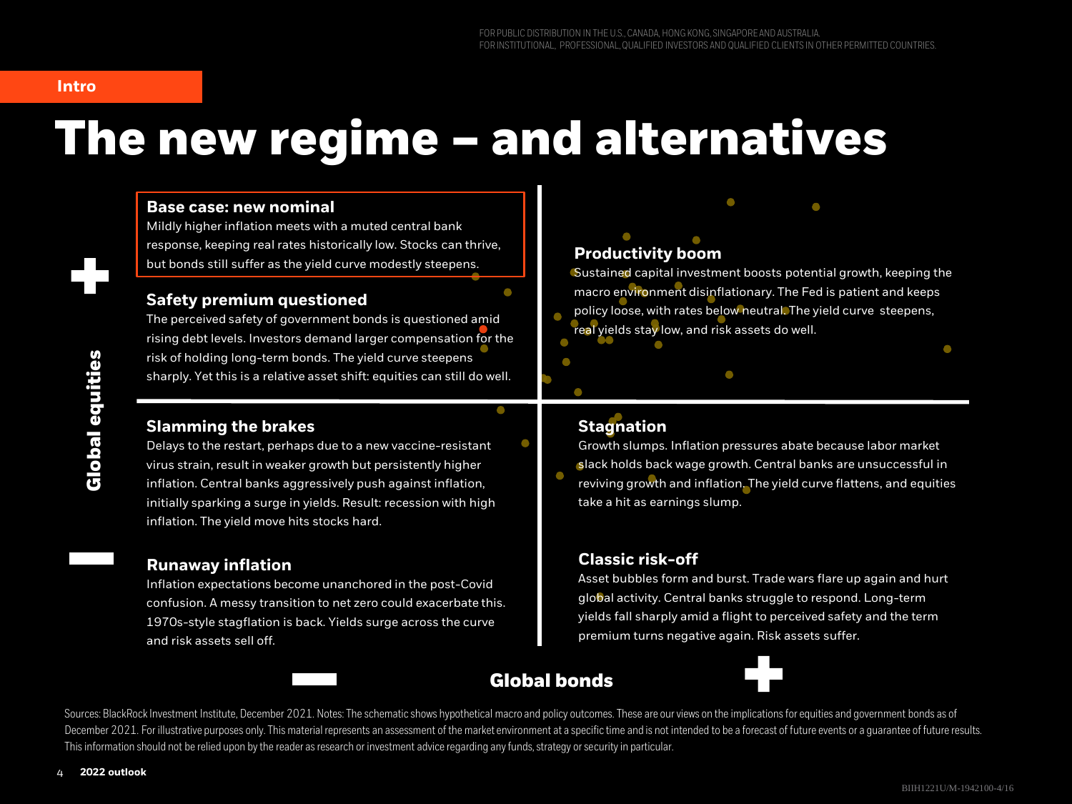FOR PUBLIC DISTRIBUTION IN THE U.S., CANADA, HONG KONG, SINGAPORE AND AUSTRALIA.
FOR INSTITUTIONAL, PROFESSIONAL, QUALIFIED INVESTORS AND QUALIFIED CLIENTS IN OTHER PERMITTED COUNTRIES.

Intro

# The new regime – and alternatives

**Global equities** (+ / –) vs. **Global bonds** (– / +)

### Base case: new nominal

Mildly higher inflation meets with a muted central bank response, keeping real rates historically low. Stocks can thrive, but bonds still suffer as the yield curve modestly steepens.

### Safety premium questioned

The perceived safety of government bonds is questioned amid rising debt levels. Investors demand larger compensation for the risk of holding long-term bonds. The yield curve steepens sharply. Yet this is a relative asset shift: equities can still do well.

### Productivity boom

Sustained capital investment boosts potential growth, keeping the macro environment disinflationary. The Fed is patient and keeps policy loose, with rates below neutral. The yield curve steepens, real yields stay low, and risk assets do well.

### Slamming the brakes

Delays to the restart, perhaps due to a new vaccine-resistant virus strain, result in weaker growth but persistently higher inflation. Central banks aggressively push against inflation, initially sparking a surge in yields. Result: recession with high inflation. The yield move hits stocks hard.

### Runaway inflation

Inflation expectations become unanchored in the post-Covid confusion. A messy transition to net zero could exacerbate this. 1970s-style stagflation is back. Yields surge across the curve and risk assets sell off.

### Stagnation

Growth slumps. Inflation pressures abate because labor market slack holds back wage growth. Central banks are unsuccessful in reviving growth and inflation. The yield curve flattens, and equities take a hit as earnings slump.

### Classic risk-off

Asset bubbles form and burst. Trade wars flare up again and hurt global activity. Central banks struggle to respond. Long-term yields fall sharply amid a flight to perceived safety and the term premium turns negative again. Risk assets suffer.

Sources: BlackRock Investment Institute, December 2021. Notes: The schematic shows hypothetical macro and policy outcomes. These are our views on the implications for equities and government bonds as of December 2021. For illustrative purposes only. This material represents an assessment of the market environment at a specific time and is not intended to be a forecast of future events or a guarantee of future results. This information should not be relied upon by the reader as research or investment advice regarding any funds, strategy or security in particular.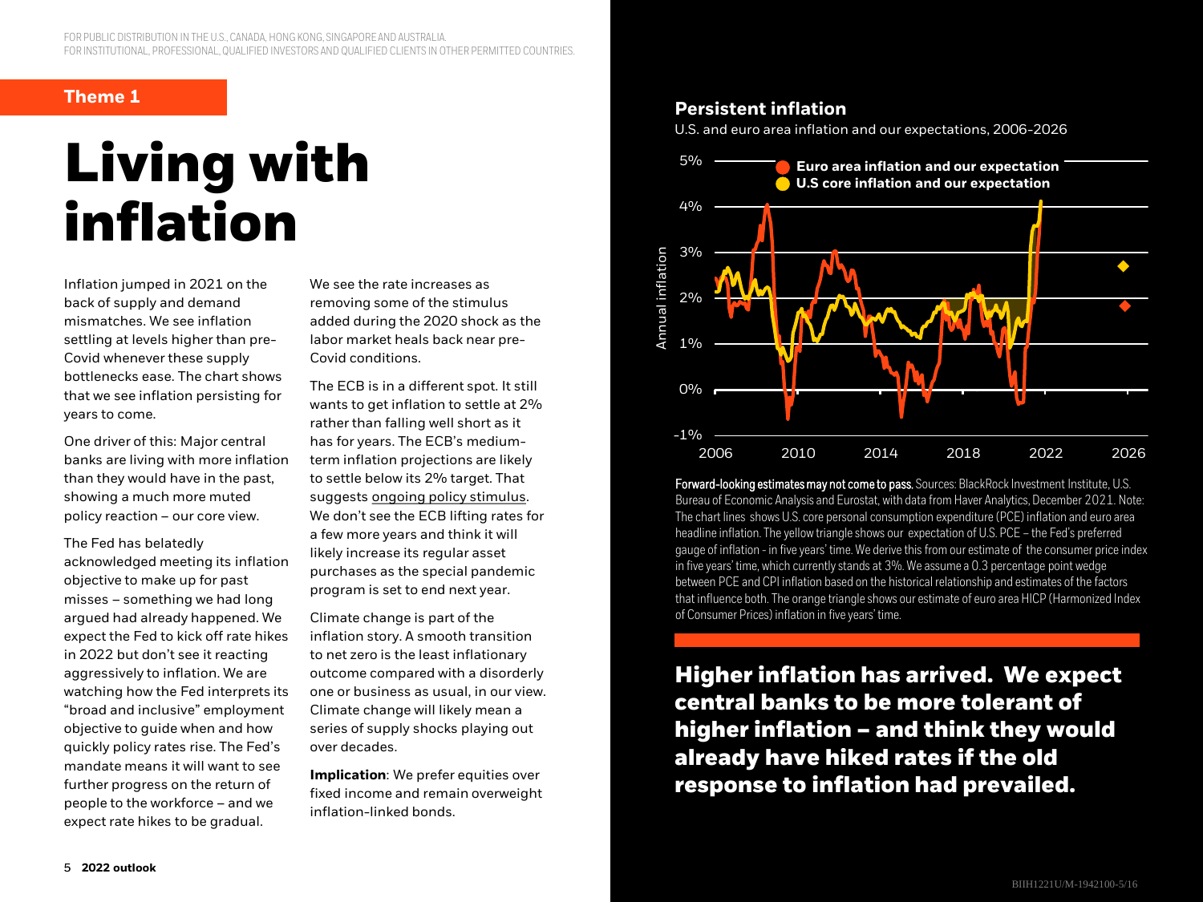FOR PUBLIC DISTRIBUTION IN THE U.S., CANADA, HONG KONG, SINGAPORE AND AUSTRALIA.
FOR INSTITUTIONAL, PROFESSIONAL, QUALIFIED INVESTORS AND QUALIFIED CLIENTS IN OTHER PERMITTED COUNTRIES.

**Theme 1**

# Living with inflation

Inflation jumped in 2021 on the back of supply and demand mismatches. We see inflation settling at levels higher than pre-Covid whenever these supply bottlenecks ease. The chart shows that we see inflation persisting for years to come.

One driver of this: Major central banks are living with more inflation than they would have in the past, showing a much more muted policy reaction – our core view.

The Fed has belatedly acknowledged meeting its inflation objective to make up for past misses – something we had long argued had already happened. We expect the Fed to kick off rate hikes in 2022 but don't see it reacting aggressively to inflation. We are watching how the Fed interprets its "broad and inclusive" employment objective to guide when and how quickly policy rates rise. The Fed's mandate means it will want to see further progress on the return of people to the workforce – and we expect rate hikes to be gradual.

We see the rate increases as removing some of the stimulus added during the 2020 shock as the labor market heals back near pre-Covid conditions.

The ECB is in a different spot. It still wants to get inflation to settle at 2% rather than falling well short as it has for years. The ECB's medium-term inflation projections are likely to settle below its 2% target. That suggests ongoing policy stimulus. We don't see the ECB lifting rates for a few more years and think it will likely increase its regular asset purchases as the special pandemic program is set to end next year.

Climate change is part of the inflation story. A smooth transition to net zero is the least inflationary outcome compared with a disorderly one or business as usual, in our view. Climate change will likely mean a series of supply shocks playing out over decades.

**Implication**: We prefer equities over fixed income and remain overweight inflation-linked bonds.

**Persistent inflation**

U.S. and euro area inflation and our expectations, 2006-2026

**Forward-looking estimates may not come to pass.** Sources: BlackRock Investment Institute, U.S. Bureau of Economic Analysis and Eurostat, with data from Haver Analytics, December 2021. Note: The chart lines shows U.S. core personal consumption expenditure (PCE) inflation and euro area headline inflation. The yellow triangle shows our expectation of U.S. PCE – the Fed's preferred gauge of inflation - in five years' time. We derive this from our estimate of the consumer price index in five years' time, which currently stands at 3%. We assume a 0.3 percentage point wedge between PCE and CPI inflation based on the historical relationship and estimates of the factors that influence both. The orange triangle shows our estimate of euro area HICP (Harmonized Index of Consumer Prices) inflation in five years' time.

**Higher inflation has arrived. We expect central banks to be more tolerant of higher inflation – and think they would already have hiked rates if the old response to inflation had prevailed.**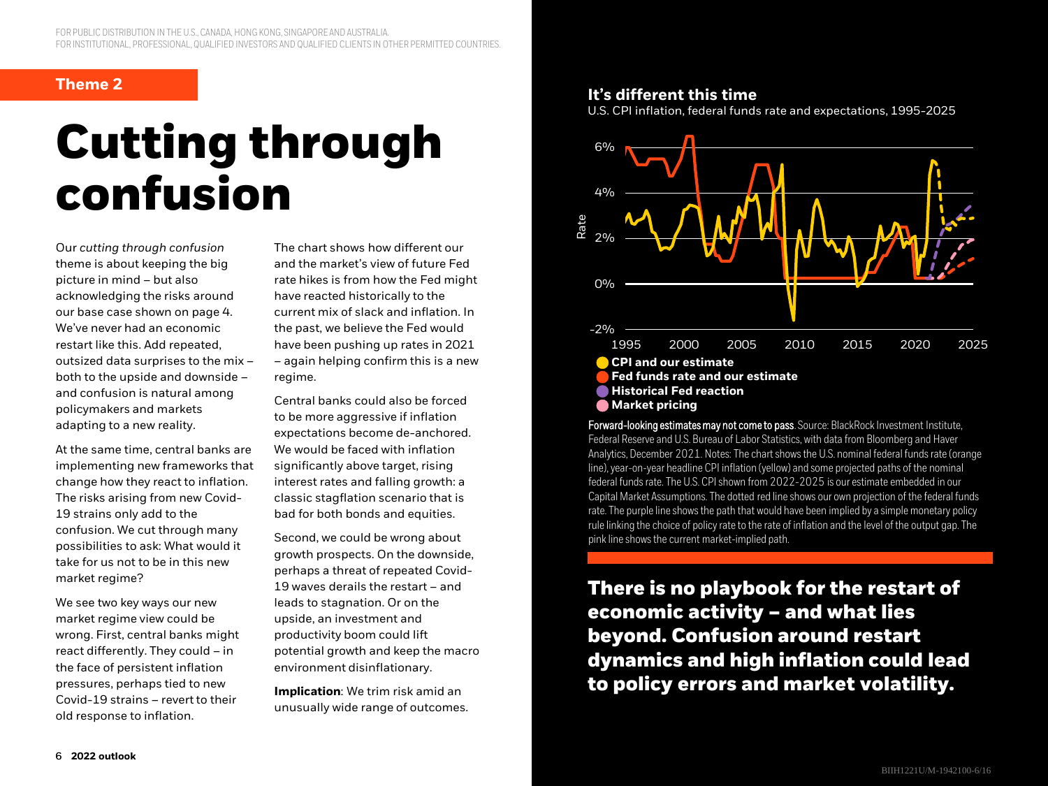Theme 2

# Cutting through confusion

Our *cutting through confusion* theme is about keeping the big picture in mind – but also acknowledging the risks around our base case shown on page 4. We've never had an economic restart like this. Add repeated, outsized data surprises to the mix – both to the upside and downside – and confusion is natural among policymakers and markets adapting to a new reality.

At the same time, central banks are implementing new frameworks that change how they react to inflation. The risks arising from new Covid-19 strains only add to the confusion. We cut through many possibilities to ask: What would it take for us not to be in this new market regime?

We see two key ways our new market regime view could be wrong. First, central banks might react differently. They could – in the face of persistent inflation pressures, perhaps tied to new Covid-19 strains – revert to their old response to inflation.

The chart shows how different our and the market's view of future Fed rate hikes is from how the Fed might have reacted historically to the current mix of slack and inflation. In the past, we believe the Fed would have been pushing up rates in 2021 – again helping confirm this is a new regime.

Central banks could also be forced to be more aggressive if inflation expectations become de-anchored. We would be faced with inflation significantly above target, rising interest rates and falling growth: a classic stagflation scenario that is bad for both bonds and equities.

Second, we could be wrong about growth prospects. On the downside, perhaps a threat of repeated Covid-19 waves derails the restart – and leads to stagnation. Or on the upside, an investment and productivity boom could lift potential growth and keep the macro environment disinflationary.

**Implication**: We trim risk amid an unusually wide range of outcomes.

**It's different this time**

U.S. CPI inflation, federal funds rate and expectations, 1995-2025

**Forward-looking estimates may not come to pass**. Source: BlackRock Investment Institute, Federal Reserve and U.S. Bureau of Labor Statistics, with data from Bloomberg and Haver Analytics, December 2021. Notes: The chart shows the U.S. nominal federal funds rate (orange line), year-on-year headline CPI inflation (yellow) and some projected paths of the nominal federal funds rate. The U.S. CPI shown from 2022-2025 is our estimate embedded in our Capital Market Assumptions. The dotted red line shows our own projection of the federal funds rate. The purple line shows the path that would have been implied by a simple monetary policy rule linking the choice of policy rate to the rate of inflation and the level of the output gap. The pink line shows the current market-implied path.

**There is no playbook for the restart of economic activity – and what lies beyond. Confusion around restart dynamics and high inflation could lead to policy errors and market volatility.**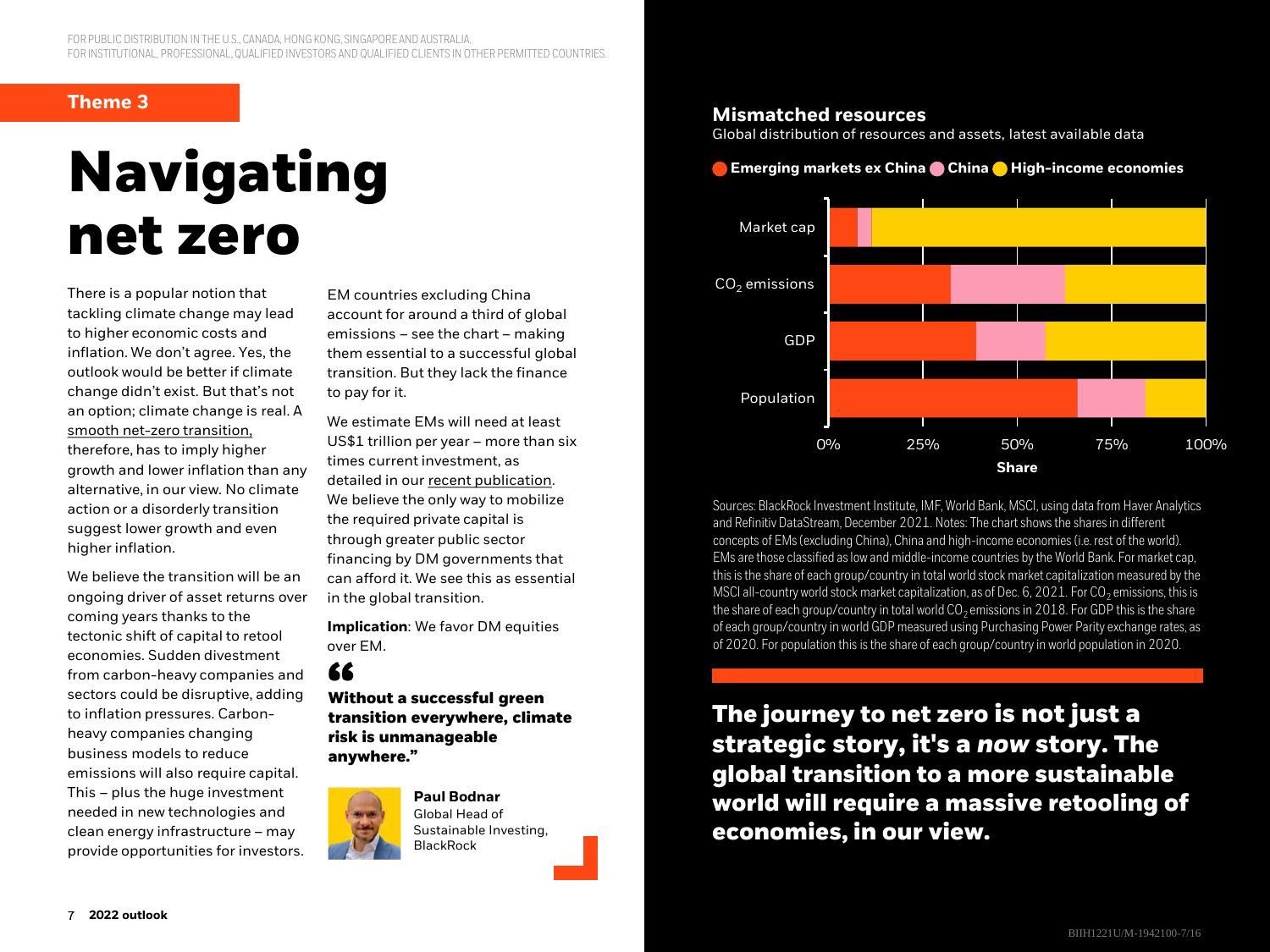FOR PUBLIC DISTRIBUTION IN THE U.S., CANADA, HONG KONG, SINGAPORE AND AUSTRALIA.
FOR INSTITUTIONAL, PROFESSIONAL, QUALIFIED INVESTORS AND QUALIFIED CLIENTS IN OTHER PERMITTED COUNTRIES.

**Theme 3**

# Navigating net zero

There is a popular notion that tackling climate change may lead to higher economic costs and inflation. We don't agree. Yes, the outlook would be better if climate change didn't exist. But that's not an option; climate change is real. A smooth net-zero transition, therefore, has to imply higher growth and lower inflation than any alternative, in our view. No climate action or a disorderly transition suggest lower growth and even higher inflation.

We believe the transition will be an ongoing driver of asset returns over coming years thanks to the tectonic shift of capital to retool economies. Sudden divestment from carbon-heavy companies and sectors could be disruptive, adding to inflation pressures. Carbon-heavy companies changing business models to reduce emissions will also require capital. This – plus the huge investment needed in new technologies and clean energy infrastructure – may provide opportunities for investors.

EM countries excluding China account for around a third of global emissions – see the chart – making them essential to a successful global transition. But they lack the finance to pay for it.

We estimate EMs will need at least US$1 trillion per year – more than six times current investment, as detailed in our recent publication. We believe the only way to mobilize the required private capital is through greater public sector financing by DM governments that can afford it. We see this as essential in the global transition.

**Implication**: We favor DM equities over EM.

> **"Without a successful green transition everywhere, climate risk is unmanageable anywhere."**
>
> **Paul Bodnar**
> Global Head of Sustainable Investing, BlackRock

## Mismatched resources

Global distribution of resources and assets, latest available data

Sources: BlackRock Investment Institute, IMF, World Bank, MSCI, using data from Haver Analytics and Refinitiv DataStream, December 2021. Notes: The chart shows the shares in different concepts of EMs (excluding China), China and high-income economies (i.e. rest of the world). EMs are those classified as low and middle-income countries by the World Bank. For market cap, this is the share of each group/country in total world stock market capitalization measured by the MSCI all-country world stock market capitalization, as of Dec. 6, 2021. For $CO_2$ emissions, this is the share of each group/country in total world $CO_2$ emissions in 2018. For GDP this is the share of each group/country in world GDP measured using Purchasing Power Parity exchange rates, as of 2020. For population this is the share of each group/country in world population in 2020.

**The journey to net zero is not just a strategic story, it's a *now* story. The global transition to a more sustainable world will require a massive retooling of economies, in our view.**

BIIH1221U/M-1942100-7/16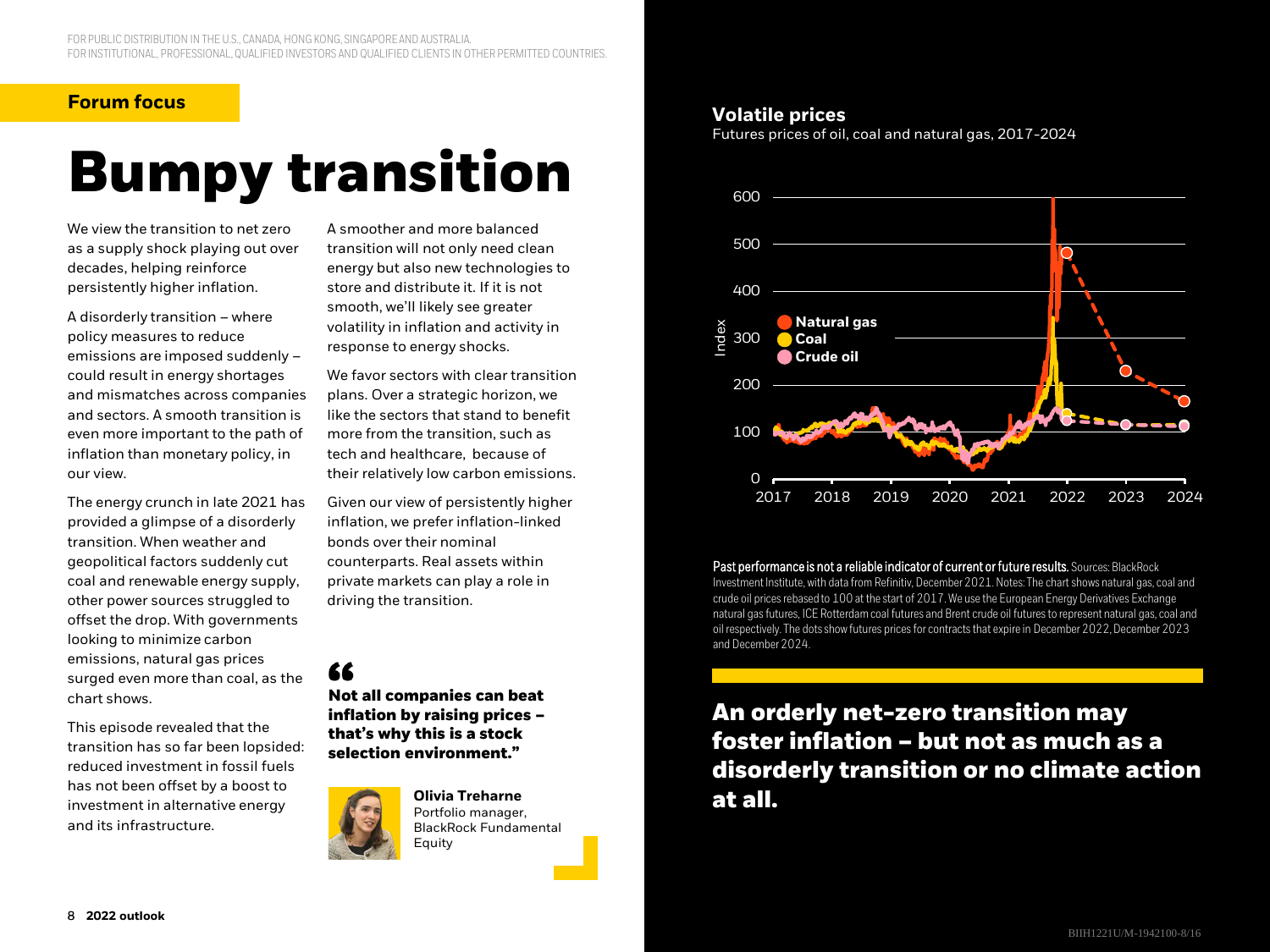FOR PUBLIC DISTRIBUTION IN THE U.S., CANADA, HONG KONG, SINGAPORE AND AUSTRALIA.
FOR INSTITUTIONAL, PROFESSIONAL, QUALIFIED INVESTORS AND QUALIFIED CLIENTS IN OTHER PERMITTED COUNTRIES.

**Forum focus**

# Bumpy transition

We view the transition to net zero as a supply shock playing out over decades, helping reinforce persistently higher inflation.

A disorderly transition – where policy measures to reduce emissions are imposed suddenly – could result in energy shortages and mismatches across companies and sectors. A smooth transition is even more important to the path of inflation than monetary policy, in our view.

The energy crunch in late 2021 has provided a glimpse of a disorderly transition. When weather and geopolitical factors suddenly cut coal and renewable energy supply, other power sources struggled to offset the drop. With governments looking to minimize carbon emissions, natural gas prices surged even more than coal, as the chart shows.

This episode revealed that the transition has so far been lopsided: reduced investment in fossil fuels has not been offset by a boost to investment in alternative energy and its infrastructure.

A smoother and more balanced transition will not only need clean energy but also new technologies to store and distribute it. If it is not smooth, we'll likely see greater volatility in inflation and activity in response to energy shocks.

We favor sectors with clear transition plans. Over a strategic horizon, we like the sectors that stand to benefit more from the transition, such as tech and healthcare, because of their relatively low carbon emissions.

Given our view of persistently higher inflation, we prefer inflation-linked bonds over their nominal counterparts. Real assets within private markets can play a role in driving the transition.

> **"Not all companies can beat inflation by raising prices – that's why this is a stock selection environment."**
>
> **Olivia Treharne**
> Portfolio manager, BlackRock Fundamental Equity

**Volatile prices**

Futures prices of oil, coal and natural gas, 2017-2024

**Past performance is not a reliable indicator of current or future results.** Sources: BlackRock Investment Institute, with data from Refinitiv, December 2021. Notes: The chart shows natural gas, coal and crude oil prices rebased to 100 at the start of 2017. We use the European Energy Derivatives Exchange natural gas futures, ICE Rotterdam coal futures and Brent crude oil futures to represent natural gas, coal and oil respectively. The dots show futures prices for contracts that expire in December 2022, December 2023 and December 2024.

**An orderly net-zero transition may foster inflation – but not as much as a disorderly transition or no climate action at all.**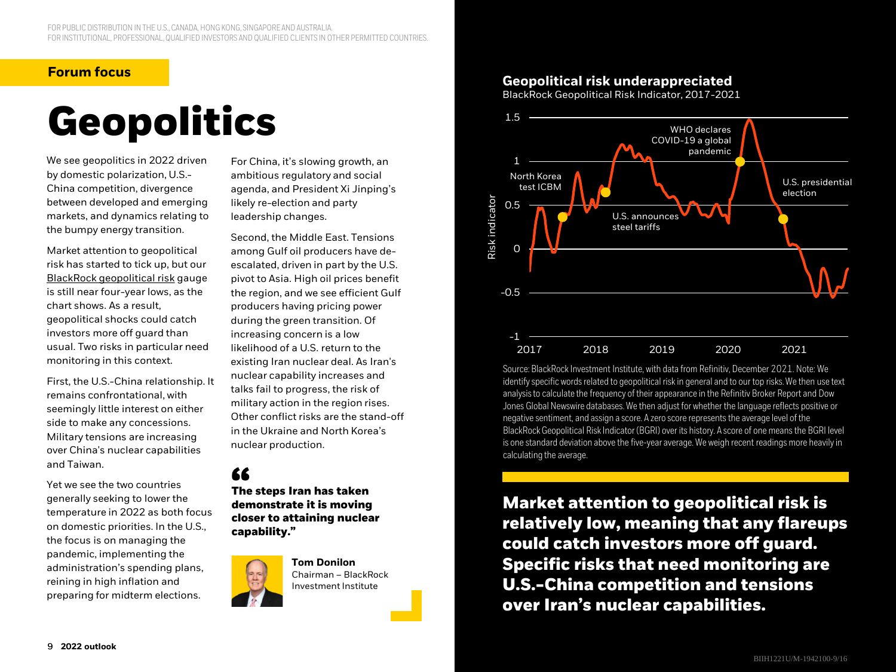FOR PUBLIC DISTRIBUTION IN THE U.S., CANADA, HONG KONG, SINGAPORE AND AUSTRALIA.
FOR INSTITUTIONAL, PROFESSIONAL, QUALIFIED INVESTORS AND QUALIFIED CLIENTS IN OTHER PERMITTED COUNTRIES.

**Forum focus**

# Geopolitics

We see geopolitics in 2022 driven by domestic polarization, U.S.-China competition, divergence between developed and emerging markets, and dynamics relating to the bumpy energy transition.

Market attention to geopolitical risk has started to tick up, but our BlackRock geopolitical risk gauge is still near four-year lows, as the chart shows. As a result, geopolitical shocks could catch investors more off guard than usual. Two risks in particular need monitoring in this context.

First, the U.S.-China relationship. It remains confrontational, with seemingly little interest on either side to make any concessions. Military tensions are increasing over China's nuclear capabilities and Taiwan.

Yet we see the two countries generally seeking to lower the temperature in 2022 as both focus on domestic priorities. In the U.S., the focus is on managing the pandemic, implementing the administration's spending plans, reining in high inflation and preparing for midterm elections.

For China, it's slowing growth, an ambitious regulatory and social agenda, and President Xi Jinping's likely re-election and party leadership changes.

Second, the Middle East. Tensions among Gulf oil producers have de-escalated, driven in part by the U.S. pivot to Asia. High oil prices benefit the region, and we see efficient Gulf producers having pricing power during the green transition. Of increasing concern is a low likelihood of a U.S. return to the existing Iran nuclear deal. As Iran's nuclear capability increases and talks fail to progress, the risk of military action in the region rises. Other conflict risks are the stand-off in the Ukraine and North Korea's nuclear production.

> **"The steps Iran has taken demonstrate it is moving closer to attaining nuclear capability."**
>
> **Tom Donilon**
> Chairman – BlackRock Investment Institute

### Geopolitical risk underappreciated

BlackRock Geopolitical Risk Indicator, 2017-2021

Source: BlackRock Investment Institute, with data from Refinitiv, December 2021. Note: We identify specific words related to geopolitical risk in general and to our top risks. We then use text analysis to calculate the frequency of their appearance in the Refinitiv Broker Report and Dow Jones Global Newswire databases. We then adjust for whether the language reflects positive or negative sentiment, and assign a score. A zero score represents the average level of the BlackRock Geopolitical Risk Indicator (BGRI) over its history. A score of one means the BGRI level is one standard deviation above the five-year average. We weigh recent readings more heavily in calculating the average.

**Market attention to geopolitical risk is relatively low, meaning that any flareups could catch investors more off guard. Specific risks that need monitoring are U.S.-China competition and tensions over Iran's nuclear capabilities.**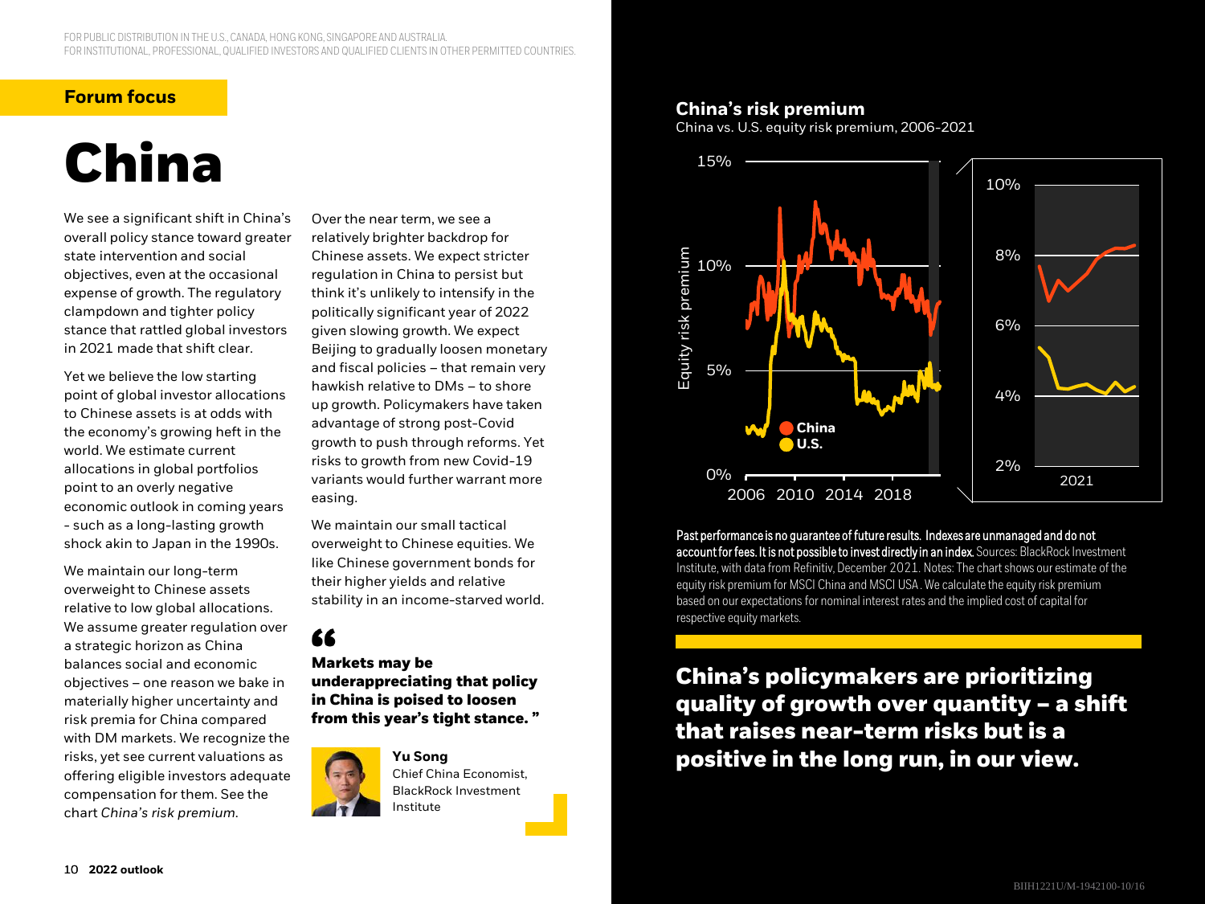FOR PUBLIC DISTRIBUTION IN THE U.S., CANADA, HONG KONG, SINGAPORE AND AUSTRALIA.
FOR INSTITUTIONAL, PROFESSIONAL, QUALIFIED INVESTORS AND QUALIFIED CLIENTS IN OTHER PERMITTED COUNTRIES.

**Forum focus**

# China

We see a significant shift in China's overall policy stance toward greater state intervention and social objectives, even at the occasional expense of growth. The regulatory clampdown and tighter policy stance that rattled global investors in 2021 made that shift clear.

Yet we believe the low starting point of global investor allocations to Chinese assets is at odds with the economy's growing heft in the world. We estimate current allocations in global portfolios point to an overly negative economic outlook in coming years - such as a long-lasting growth shock akin to Japan in the 1990s.

We maintain our long-term overweight to Chinese assets relative to low global allocations. We assume greater regulation over a strategic horizon as China balances social and economic objectives – one reason we bake in materially higher uncertainty and risk premia for China compared with DM markets. We recognize the risks, yet see current valuations as offering eligible investors adequate compensation for them. See the chart *China's risk premium*.

Over the near term, we see a relatively brighter backdrop for Chinese assets. We expect stricter regulation in China to persist but think it's unlikely to intensify in the politically significant year of 2022 given slowing growth. We expect Beijing to gradually loosen monetary and fiscal policies – that remain very hawkish relative to DMs – to shore up growth. Policymakers have taken advantage of strong post-Covid growth to push through reforms. Yet risks to growth from new Covid-19 variants would further warrant more easing.

We maintain our small tactical overweight to Chinese equities. We like Chinese government bonds for their higher yields and relative stability in an income-starved world.

> **Markets may be underappreciating that policy in China is poised to loosen from this year's tight stance.**
>
> **Yu Song**
> Chief China Economist, BlackRock Investment Institute

### China's risk premium

China vs. U.S. equity risk premium, 2006-2021

**Past performance is no guarantee of future results. Indexes are unmanaged and do not account for fees. It is not possible to invest directly in an index.** Sources: BlackRock Investment Institute, with data from Refinitiv, December 2021. Notes: The chart shows our estimate of the equity risk premium for MSCI China and MSCI USA. We calculate the equity risk premium based on our expectations for nominal interest rates and the implied cost of capital for respective equity markets.

**China's policymakers are prioritizing quality of growth over quantity – a shift that raises near-term risks but is a positive in the long run, in our view.**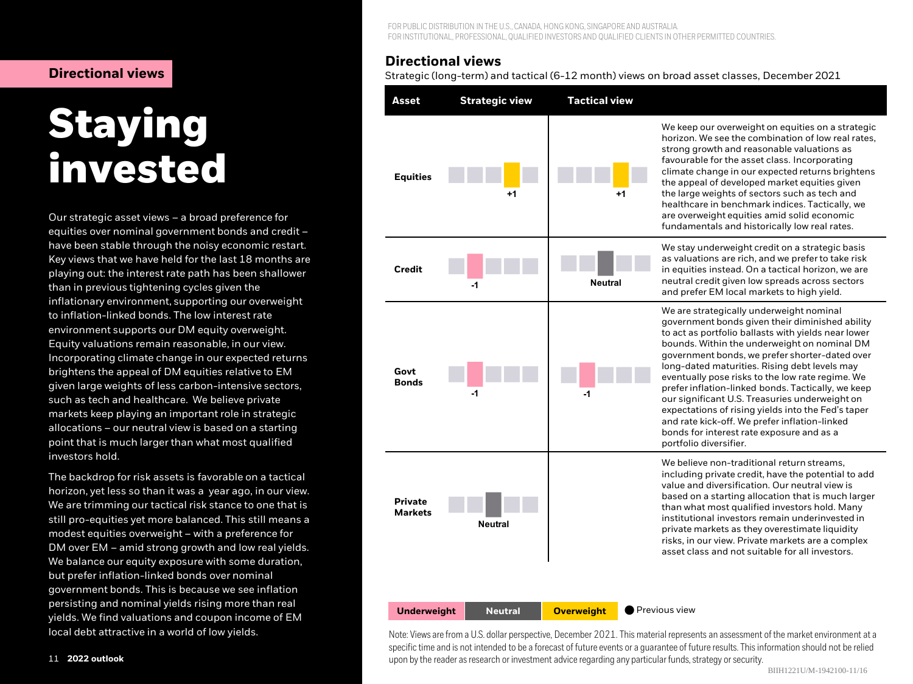## Directional views

# Staying invested

Our strategic asset views – a broad preference for equities over nominal government bonds and credit – have been stable through the noisy economic restart. Key views that we have held for the last 18 months are playing out: the interest rate path has been shallower than in previous tightening cycles given the inflationary environment, supporting our overweight to inflation-linked bonds. The low interest rate environment supports our DM equity overweight. Equity valuations remain reasonable, in our view. Incorporating climate change in our expected returns brightens the appeal of DM equities relative to EM given large weights of less carbon-intensive sectors, such as tech and healthcare. We believe private markets keep playing an important role in strategic allocations – our neutral view is based on a starting point that is much larger than what most qualified investors hold.

The backdrop for risk assets is favorable on a tactical horizon, yet less so than it was a year ago, in our view. We are trimming our tactical risk stance to one that is still pro-equities yet more balanced. This still means a modest equities overweight – with a preference for DM over EM – amid strong growth and low real yields. We balance our equity exposure with some duration, but prefer inflation-linked bonds over nominal government bonds. This is because we see inflation persisting and nominal yields rising more than real yields. We find valuations and coupon income of EM local debt attractive in a world of low yields.

FOR PUBLIC DISTRIBUTION IN THE U.S., CANADA, HONG KONG, SINGAPORE AND AUSTRALIA.
FOR INSTITUTIONAL, PROFESSIONAL, QUALIFIED INVESTORS AND QUALIFIED CLIENTS IN OTHER PERMITTED COUNTRIES.

## Directional views

Strategic (long-term) and tactical (6-12 month) views on broad asset classes, December 2021

| Asset | Strategic view | Tactical view | |
|---|---|---|---|
| Equities | +1 | +1 | We keep our overweight on equities on a strategic horizon. We see the combination of low real rates, strong growth and reasonable valuations as favourable for the asset class. Incorporating climate change in our expected returns brightens the appeal of developed market equities given the large weights of sectors such as tech and healthcare in benchmark indices. Tactically, we are overweight equities amid solid economic fundamentals and historically low real rates. |
| Credit | -1 | Neutral | We stay underweight credit on a strategic basis as valuations are rich, and we prefer to take risk in equities instead. On a tactical horizon, we are neutral credit given low spreads across sectors and prefer EM local markets to high yield. |
| Govt Bonds | -1 | -1 | We are strategically underweight nominal government bonds given their diminished ability to act as portfolio ballasts with yields near lower bounds. Within the underweight on nominal DM government bonds, we prefer shorter-dated over long-dated maturities. Rising debt levels may eventually pose risks to the low rate regime. We prefer inflation-linked bonds. Tactically, we keep our significant U.S. Treasuries underweight on expectations of rising yields into the Fed's taper and rate kick-off. We prefer inflation-linked bonds for interest rate exposure and as a portfolio diversifier. |
| Private Markets | Neutral | | We believe non-traditional return streams, including private credit, have the potential to add value and diversification. Our neutral view is based on a starting allocation that is much larger than what most qualified investors hold. Many institutional investors remain underinvested in private markets as they overestimate liquidity risks, in our view. Private markets are a complex asset class and not suitable for all investors. |

Underweight | Neutral | Overweight | ● Previous view

Note: Views are from a U.S. dollar perspective, December 2021. This material represents an assessment of the market environment at a specific time and is not intended to be a forecast of future events or a guarantee of future results. This information should not be relied upon by the reader as research or investment advice regarding any particular funds, strategy or security.

BIIH1221U/M-1942100-11/16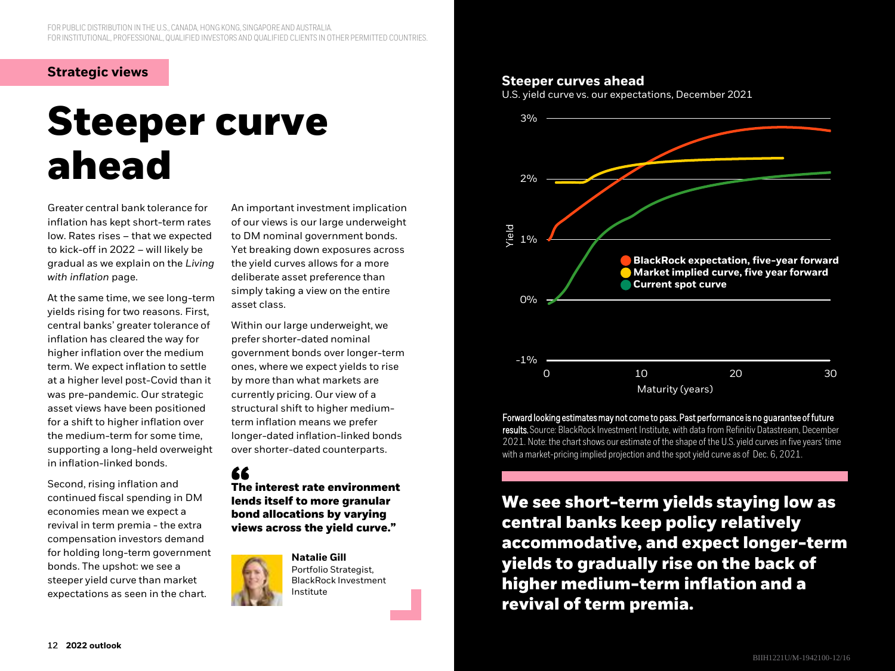## Strategic views

# Steeper curve ahead

Greater central bank tolerance for inflation has kept short-term rates low. Rates rises – that we expected to kick-off in 2022 – will likely be gradual as we explain on the *Living with inflation* page.

At the same time, we see long-term yields rising for two reasons. First, central banks' greater tolerance of inflation has cleared the way for higher inflation over the medium term. We expect inflation to settle at a higher level post-Covid than it was pre-pandemic. Our strategic asset views have been positioned for a shift to higher inflation over the medium-term for some time, supporting a long-held overweight in inflation-linked bonds.

Second, rising inflation and continued fiscal spending in DM economies mean we expect a revival in term premia - the extra compensation investors demand for holding long-term government bonds. The upshot: we see a steeper yield curve than market expectations as seen in the chart.

An important investment implication of our views is our large underweight to DM nominal government bonds. Yet breaking down exposures across the yield curves allows for a more deliberate asset preference than simply taking a view on the entire asset class.

Within our large underweight, we prefer shorter-dated nominal government bonds over longer-term ones, where we expect yields to rise by more than what markets are currently pricing. Our view of a structural shift to higher medium-term inflation means we prefer longer-dated inflation-linked bonds over shorter-dated counterparts.

> **"The interest rate environment lends itself to more granular bond allocations by varying views across the yield curve."**
>
> **Natalie Gill**
> Portfolio Strategist, BlackRock Investment Institute

### Steeper curves ahead

U.S. yield curve vs. our expectations, December 2021

Chart: Yield (-1% to 3%) vs. Maturity (years, 0 to 30)
- BlackRock expectation, five-year forward
- Market implied curve, five year forward
- Current spot curve

**Forward looking estimates may not come to pass. Past performance is no guarantee of future results.** Source: BlackRock Investment Institute, with data from Refinitiv Datastream, December 2021. Note: the chart shows our estimate of the shape of the U.S. yield curves in five years' time with a market-pricing implied projection and the spot yield curve as of Dec. 6, 2021.

**We see short-term yields staying low as central banks keep policy relatively accommodative, and expect longer-term yields to gradually rise on the back of higher medium-term inflation and a revival of term premia.**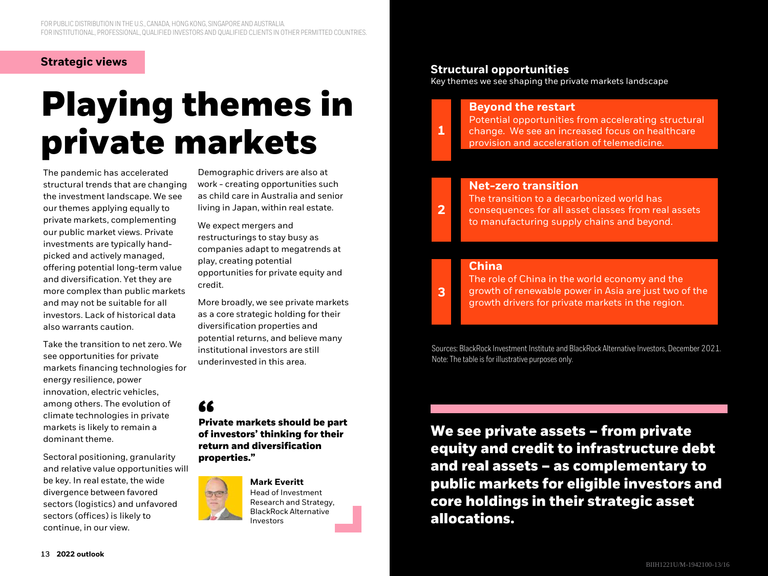FOR PUBLIC DISTRIBUTION IN THE U.S., CANADA, HONG KONG, SINGAPORE AND AUSTRALIA.
FOR INSTITUTIONAL, PROFESSIONAL, QUALIFIED INVESTORS AND QUALIFIED CLIENTS IN OTHER PERMITTED COUNTRIES.

**Strategic views**

# Playing themes in private markets

The pandemic has accelerated structural trends that are changing the investment landscape. We see our themes applying equally to private markets, complementing our public market views. Private investments are typically hand-picked and actively managed, offering potential long-term value and diversification. Yet they are more complex than public markets and may not be suitable for all investors. Lack of historical data also warrants caution.

Take the transition to net zero. We see opportunities for private markets financing technologies for energy resilience, power innovation, electric vehicles, among others. The evolution of climate technologies in private markets is likely to remain a dominant theme.

Sectoral positioning, granularity and relative value opportunities will be key. In real estate, the wide divergence between favored sectors (logistics) and unfavored sectors (offices) is likely to continue, in our view.

Demographic drivers are also at work – creating opportunities such as child care in Australia and senior living in Japan, within real estate.

We expect mergers and restructurings to stay busy as companies adapt to megatrends at play, creating potential opportunities for private equity and credit.

More broadly, we see private markets as a core strategic holding for their diversification properties and potential returns, and believe many institutional investors are still underinvested in this area.

> **"Private markets should be part of investors' thinking for their return and diversification properties."**
>
> **Mark Everitt**
> Head of Investment Research and Strategy, BlackRock Alternative Investors

## Structural opportunities

Key themes we see shaping the private markets landscape

| | |
|---|---|
| 1 | **Beyond the restart** Potential opportunities from accelerating structural change. We see an increased focus on healthcare provision and acceleration of telemedicine. |
| 2 | **Net-zero transition** The transition to a decarbonized world has consequences for all asset classes from real assets to manufacturing supply chains and beyond. |
| 3 | **China** The role of China in the world economy and the growth of renewable power in Asia are just two of the growth drivers for private markets in the region. |

Sources: BlackRock Investment Institute and BlackRock Alternative Investors, December 2021. Note: The table is for illustrative purposes only.

**We see private assets – from private equity and credit to infrastructure debt and real assets – as complementary to public markets for eligible investors and core holdings in their strategic asset allocations.**

BIIH1221U/M-1942100-13/16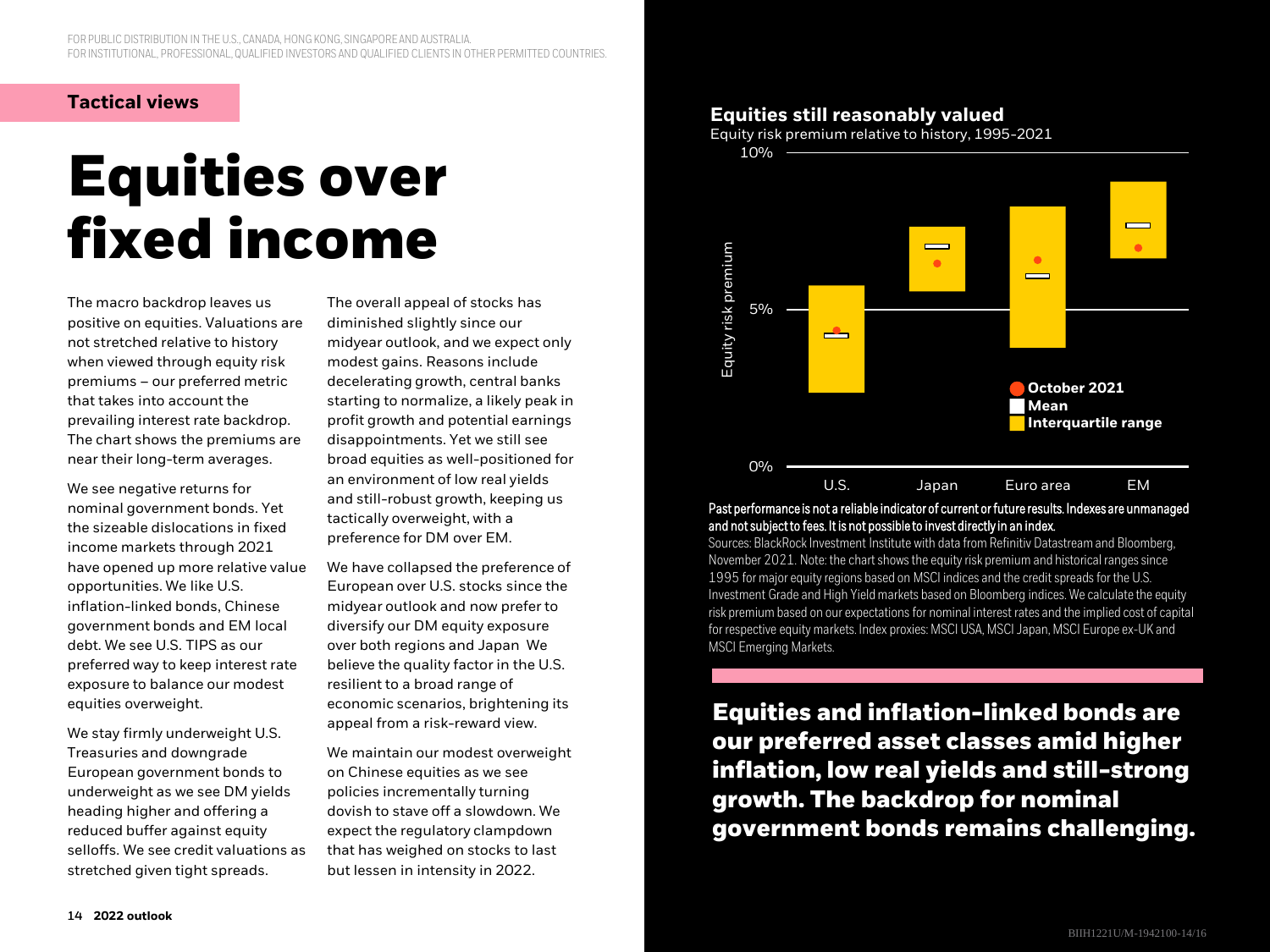FOR PUBLIC DISTRIBUTION IN THE U.S., CANADA, HONG KONG, SINGAPORE AND AUSTRALIA.
FOR INSTITUTIONAL, PROFESSIONAL, QUALIFIED INVESTORS AND QUALIFIED CLIENTS IN OTHER PERMITTED COUNTRIES.

**Tactical views**

# Equities over fixed income

The macro backdrop leaves us positive on equities. Valuations are not stretched relative to history when viewed through equity risk premiums – our preferred metric that takes into account the prevailing interest rate backdrop. The chart shows the premiums are near their long-term averages.

We see negative returns for nominal government bonds. Yet the sizeable dislocations in fixed income markets through 2021 have opened up more relative value opportunities. We like U.S. inflation-linked bonds, Chinese government bonds and EM local debt. We see U.S. TIPS as our preferred way to keep interest rate exposure to balance our modest equities overweight.

We stay firmly underweight U.S. Treasuries and downgrade European government bonds to underweight as we see DM yields heading higher and offering a reduced buffer against equity selloffs. We see credit valuations as stretched given tight spreads.

The overall appeal of stocks has diminished slightly since our midyear outlook, and we expect only modest gains. Reasons include decelerating growth, central banks starting to normalize, a likely peak in profit growth and potential earnings disappointments. Yet we still see broad equities as well-positioned for an environment of low real yields and still-robust growth, keeping us tactically overweight, with a preference for DM over EM.

We have collapsed the preference of European over U.S. stocks since the midyear outlook and now prefer to diversify our DM equity exposure over both regions and Japan We believe the quality factor in the U.S. resilient to a broad range of economic scenarios, brightening its appeal from a risk-reward view.

We maintain our modest overweight on Chinese equities as we see policies incrementally turning dovish to stave off a slowdown. We expect the regulatory clampdown that has weighed on stocks to last but lessen in intensity in 2022.

**Equities still reasonably valued**

Equity risk premium relative to history, 1995-2021

**Past performance is not a reliable indicator of current or future results. Indexes are unmanaged and not subject to fees. It is not possible to invest directly in an index.**

Sources: BlackRock Investment Institute with data from Refinitiv Datastream and Bloomberg, November 2021. Note: the chart shows the equity risk premium and historical ranges since 1995 for major equity regions based on MSCI indices and the credit spreads for the U.S. Investment Grade and High Yield markets based on Bloomberg indices. We calculate the equity risk premium based on our expectations for nominal interest rates and the implied cost of capital for respective equity markets. Index proxies: MSCI USA, MSCI Japan, MSCI Europe ex-UK and MSCI Emerging Markets.

**Equities and inflation-linked bonds are our preferred asset classes amid higher inflation, low real yields and still-strong growth. The backdrop for nominal government bonds remains challenging.**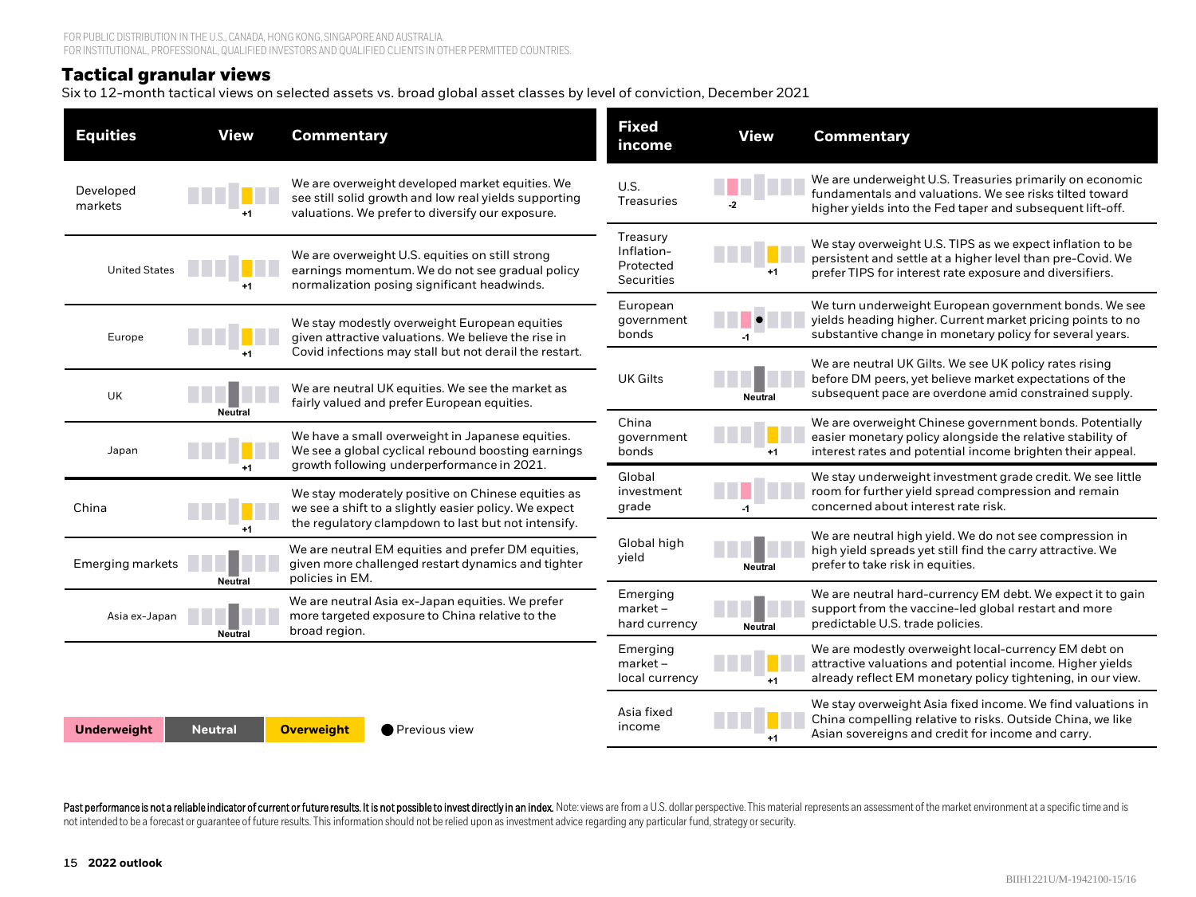FOR PUBLIC DISTRIBUTION IN THE U.S., CANADA, HONG KONG, SINGAPORE AND AUSTRALIA.
FOR INSTITUTIONAL, PROFESSIONAL, QUALIFIED INVESTORS AND QUALIFIED CLIENTS IN OTHER PERMITTED COUNTRIES.

## Tactical granular views

Six to 12-month tactical views on selected assets vs. broad global asset classes by level of conviction, December 2021

| Equities | View | Commentary |
|---|---|---|
| Developed markets | +1 | We are overweight developed market equities. We see still solid growth and low real yields supporting valuations. We prefer to diversify our exposure. |
| United States | +1 | We are overweight U.S. equities on still strong earnings momentum. We do not see gradual policy normalization posing significant headwinds. |
| Europe | +1 | We stay modestly overweight European equities given attractive valuations. We believe the rise in Covid infections may stall but not derail the restart. |
| UK | Neutral | We are neutral UK equities. We see the market as fairly valued and prefer European equities. |
| Japan | +1 | We have a small overweight in Japanese equities. We see a global cyclical rebound boosting earnings growth following underperformance in 2021. |
| China | +1 | We stay moderately positive on Chinese equities as we see a shift to a slightly easier policy. We expect the regulatory clampdown to last but not intensify. |
| Emerging markets | Neutral | We are neutral EM equities and prefer DM equities, given more challenged restart dynamics and tighter policies in EM. |
| Asia ex-Japan | Neutral | We are neutral Asia ex-Japan equities. We prefer more targeted exposure to China relative to the broad region. |

| Fixed income | View | Commentary |
|---|---|---|
| U.S. Treasuries | -2 | We are underweight U.S. Treasuries primarily on economic fundamentals and valuations. We see risks tilted toward higher yields into the Fed taper and subsequent lift-off. |
| Treasury Inflation-Protected Securities | +1 | We stay overweight U.S. TIPS as we expect inflation to be persistent and settle at a higher level than pre-Covid. We prefer TIPS for interest rate exposure and diversifiers. |
| European government bonds | -1 (previous view: Neutral) | We turn underweight European government bonds. We see yields heading higher. Current market pricing points to no substantive change in monetary policy for several years. |
| UK Gilts | Neutral | We are neutral UK Gilts. We see UK policy rates rising before DM peers, yet believe market expectations of the subsequent pace are overdone amid constrained supply. |
| China government bonds | +1 | We are overweight Chinese government bonds. Potentially easier monetary policy alongside the relative stability of interest rates and potential income brighten their appeal. |
| Global investment grade | -1 | We stay underweight investment grade credit. We see little room for further yield spread compression and remain concerned about interest rate risk. |
| Global high yield | Neutral | We are neutral high yield. We do not see compression in high yield spreads yet still find the carry attractive. We prefer to take risk in equities. |
| Emerging market – hard currency | Neutral | We are neutral hard-currency EM debt. We expect it to gain support from the vaccine-led global restart and more predictable U.S. trade policies. |
| Emerging market – local currency | +1 | We are modestly overweight local-currency EM debt on attractive valuations and potential income. Higher yields already reflect EM monetary policy tightening, in our view. |
| Asia fixed income | +1 | We stay overweight Asia fixed income. We find valuations in China compelling relative to risks. Outside China, we like Asian sovereigns and credit for income and carry. |

Legend: Underweight | Neutral | Overweight | ● Previous view

**Past performance is not a reliable indicator of current or future results. It is not possible to invest directly in an index.** Note: views are from a U.S. dollar perspective. This material represents an assessment of the market environment at a specific time and is not intended to be a forecast or guarantee of future results. This information should not be relied upon as investment advice regarding any particular fund, strategy or security.

BIIH1221U/M-1942100-15/16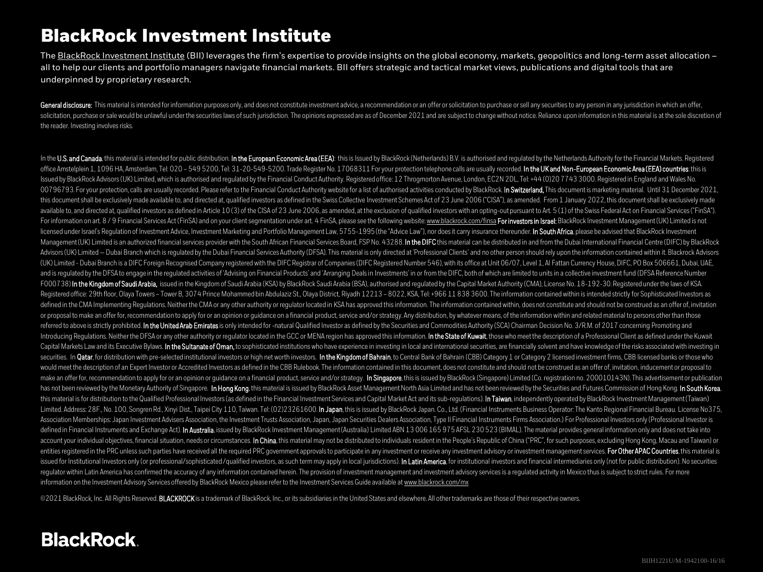# BlackRock Investment Institute

The BlackRock Investment Institute (BII) leverages the firm's expertise to provide insights on the global economy, markets, geopolitics and long-term asset allocation – all to help our clients and portfolio managers navigate financial markets. BII offers strategic and tactical market views, publications and digital tools that are underpinned by proprietary research.

**General disclosure:** This material is intended for information purposes only, and does not constitute investment advice, a recommendation or an offer or solicitation to purchase or sell any securities to any person in any jurisdiction in which an offer, solicitation, purchase or sale would be unlawful under the securities laws of such jurisdiction. The opinions expressed are as of December 2021 and are subject to change without notice. Reliance upon information in this material is at the sole discretion of the reader. Investing involves risks.

In the **U.S. and Canada**, this material is intended for public distribution. **In the European Economic Area (EEA)**: this is Issued by BlackRock (Netherlands) B.V. is authorised and regulated by the Netherlands Authority for the Financial Markets. Registered office Amstelplein 1, 1096 HA, Amsterdam, Tel: 020 – 549 5200, Tel: 31-20-549-5200. Trade Register No. 17068311 For your protection telephone calls are usually recorded. **In the UK and Non-European Economic Area (EEA) countries**: this is Issued by BlackRock Advisors (UK) Limited, which is authorised and regulated by the Financial Conduct Authority. Registered office: 12 Throgmorton Avenue, London, EC2N 2DL, Tel: +44 (0)20 7743 3000. Registered in England and Wales No. 00796793. For your protection, calls are usually recorded. Please refer to the Financial Conduct Authority website for a list of authorised activities conducted by BlackRock. **In Switzerland,** This document is marketing material. Until 31 December 2021, this document shall be exclusively made available to, and directed at, qualified investors as defined in the Swiss Collective Investment Schemes Act of 23 June 2006 ("CISA"), as amended. From 1 January 2022, this document shall be exclusively made available to, and directed at, qualified investors as defined in Article 10 (3) of the CISA of 23 June 2006, as amended, at the exclusion of qualified investors with an opting-out pursuant to Art. 5 (1) of the Swiss Federal Act on Financial Services ("FinSA"). For information on art. 8 / 9 Financial Services Act (FinSA) and on your client segmentation under art. 4 FinSA, please see the following website: www.blackrock.com/finsa **For investors in Israel:** BlackRock Investment Management (UK) Limited is not licensed under Israel's Regulation of Investment Advice, Investment Marketing and Portfolio Management Law, 5755-1995 (the "Advice Law"), nor does it carry insurance thereunder. **In South Africa**, please be advised that BlackRock Investment Management (UK) Limited is an authorized financial services provider with the South African Financial Services Board, FSP No. 43288. **In the DIFC** this material can be distributed in and from the Dubai International Financial Centre (DIFC) by BlackRock Advisors (UK) Limited — Dubai Branch which is regulated by the Dubai Financial Services Authority (DFSA). This material is only directed at 'Professional Clients' and no other person should rely upon the information contained within it. Blackrock Advisors (UK) Limited - Dubai Branch is a DIFC Foreign Recognised Company registered with the DIFC Registrar of Companies (DIFC Registered Number 546), with its office at Unit 06/07, Level 1, Al Fattan Currency House, DIFC, PO Box 506661, Dubai, UAE, and is regulated by the DFSA to engage in the regulated activities of 'Advising on Financial Products' and 'Arranging Deals in Investments' in or from the DIFC, both of which are limited to units in a collective investment fund (DFSA Reference Number F000738) **In the Kingdom of Saudi Arabia,** issued in the Kingdom of Saudi Arabia (KSA) by BlackRock Saudi Arabia (BSA), authorised and regulated by the Capital Market Authority (CMA), License No. 18-192-30. Registered under the laws of KSA. Registered office: 29th floor, Olaya Towers – Tower B, 3074 Prince Mohammed bin Abdulaziz St., Olaya District, Riyadh 12213 – 8022, KSA, Tel: +966 11 838 3600. The information contained within is intended strictly for Sophisticated Investors as defined in the CMA Implementing Regulations. Neither the CMA or any other authority or regulator located in KSA has approved this information. The information contained within, does not constitute and should not be construed as an offer of, invitation or proposal to make an offer for, recommendation to apply for or an opinion or guidance on a financial product, service and/or strategy. Any distribution, by whatever means, of the information within and related material to persons other than those referred to above is strictly prohibited. **In the United Arab Emirates** is only intended for -natural Qualified Investor as defined by the Securities and Commodities Authority (SCA) Chairman Decision No. 3/R.M. of 2017 concerning Promoting and Introducing Regulations. Neither the DFSA or any other authority or regulator located in the GCC or MENA region has approved this information. **In the State of Kuwait**, those who meet the description of a Professional Client as defined under the Kuwait Capital Markets Law and its Executive Bylaws. **In the Sultanate of Oman,** to sophisticated institutions who have experience in investing in local and international securities, are financially solvent and have knowledge of the risks associated with investing in securities. **In Qatar**, for distribution with pre-selected institutional investors or high net worth investors. **In the Kingdom of Bahrain**, to Central Bank of Bahrain (CBB) Category 1 or Category 2 licensed investment firms, CBB licensed banks or those who would meet the description of an Expert Investor or Accredited Investors as defined in the CBB Rulebook. The information contained in this document, does not constitute and should not be construed as an offer of, invitation, inducement or proposal to make an offer for, recommendation to apply for or an opinion or guidance on a financial product, service and/or strategy. **In Singapore**, this is issued by BlackRock (Singapore) Limited (Co. registration no. 200010143N). This advertisement or publication has not been reviewed by the Monetary Authority of Singapore. **In Hong Kong**, this material is issued by BlackRock Asset Management North Asia Limited and has not been reviewed by the Securities and Futures Commission of Hong Kong. **In South Korea**, this material is for distribution to the Qualified Professional Investors (as defined in the Financial Investment Services and Capital Market Act and its sub-regulations). **In Taiwan**, independently operated by BlackRock Investment Management (Taiwan) Limited. Address: 28F., No. 100, Songren Rd., Xinyi Dist., Taipei City 110, Taiwan. Tel: (02)23261600. **In Japan**, this is issued by BlackRock Japan. Co., Ltd. (Financial Instruments Business Operator: The Kanto Regional Financial Bureau. License No375, Association Memberships: Japan Investment Advisers Association, the Investment Trusts Association, Japan, Japan Securities Dealers Association, Type II Financial Instruments Firms Association.) For Professional Investors only (Professional Investor is defined in Financial Instruments and Exchange Act). **In Australia**, issued by BlackRock Investment Management (Australia) Limited ABN 13 006 165 975 AFSL 230 523 (BIMAL). The material provides general information only and does not take into account your individual objectives, financial situation, needs or circumstances. **In China**, this material may not be distributed to individuals resident in the People's Republic of China ("PRC", for such purposes, excluding Hong Kong, Macau and Taiwan) or entities registered in the PRC unless such parties have received all the required PRC government approvals to participate in any investment or receive any investment advisory or investment management services. **For Other APAC Countries**, this material is issued for Institutional Investors only (or professional/sophisticated/qualified investors, as such term may apply in local jurisdictions). **In Latin America**, for institutional investors and financial intermediaries only (not for public distribution). No securities regulator within Latin America has confirmed the accuracy of any information contained herein. The provision of investment management and investment advisory services is a regulated activity in Mexico thus is subject to strict rules. For more information on the Investment Advisory Services offered by BlackRock Mexico please refer to the Investment Services Guide available at www.blackrock.com/mx

©2021 BlackRock, Inc. All Rights Reserved. **BLACKROCK** is a trademark of BlackRock, Inc., or its subsidiaries in the United States and elsewhere. All other trademarks are those of their respective owners.

**BlackRock.**

BIIH1221U/M-1942100-16/16